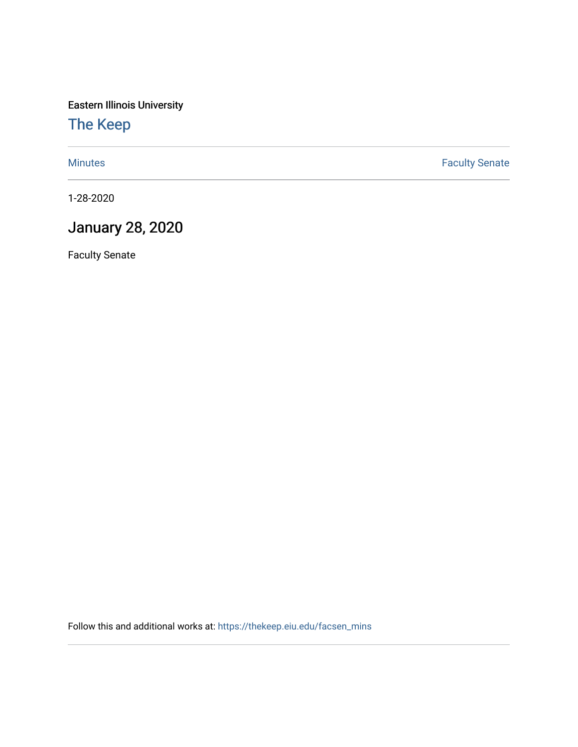Eastern Illinois University

## The Keep

Minutes | Faculty Senate

1-28-2020

# January 28, 2020

Faculty Senate

Follow this and additional works at: https://thekeep.eiu.edu/facsen_mins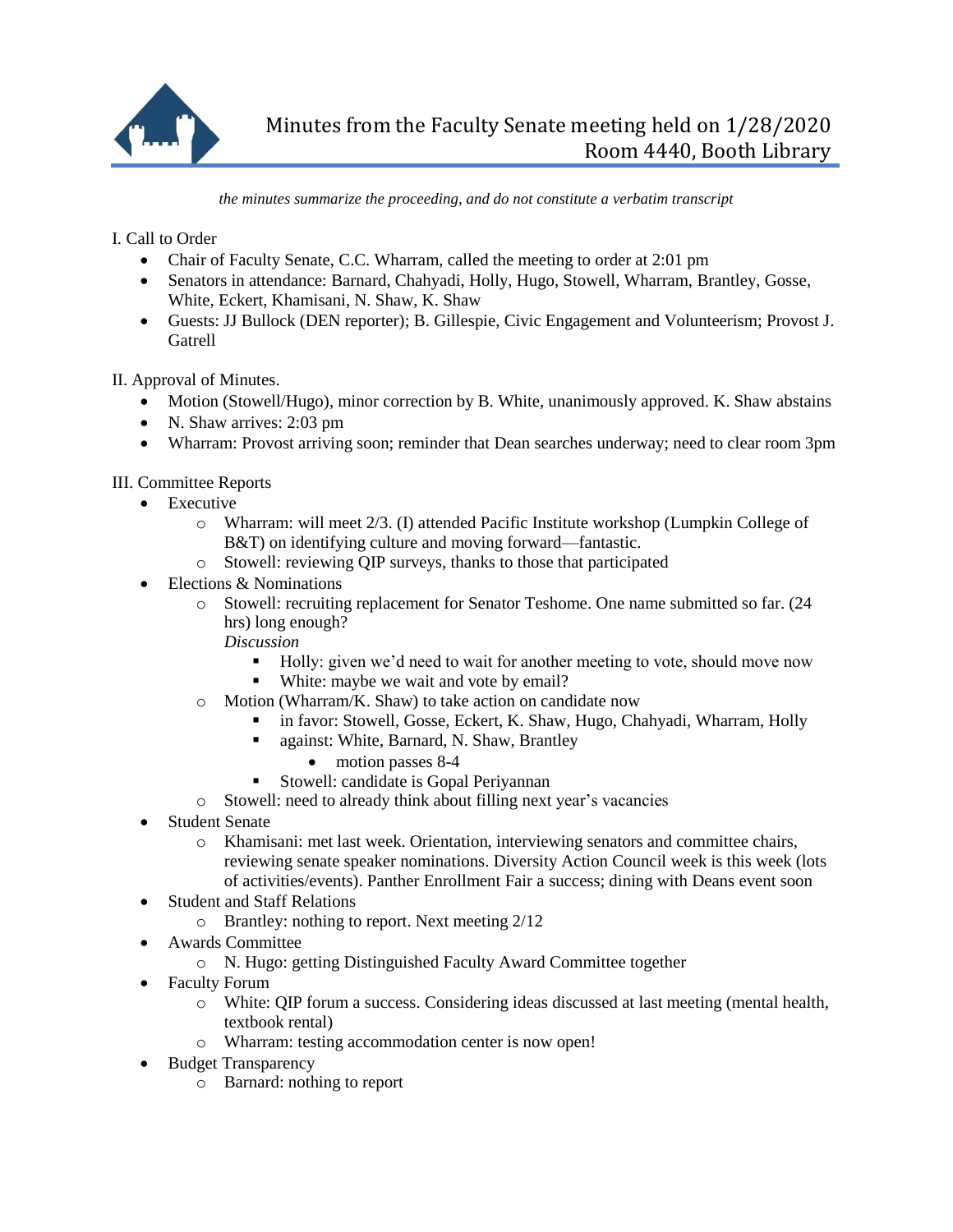# Minutes from the Faculty Senate meeting held on 1/28/2020
## Room 4440, Booth Library

*the minutes summarize the proceeding, and do not constitute a verbatim transcript*

I. Call to Order
- Chair of Faculty Senate, C.C. Wharram, called the meeting to order at 2:01 pm
- Senators in attendance: Barnard, Chahyadi, Holly, Hugo, Stowell, Wharram, Brantley, Gosse, White, Eckert, Khamisani, N. Shaw, K. Shaw
- Guests: JJ Bullock (DEN reporter); B. Gillespie, Civic Engagement and Volunteerism; Provost J. Gatrell

II. Approval of Minutes.
- Motion (Stowell/Hugo), minor correction by B. White, unanimously approved. K. Shaw abstains
- N. Shaw arrives: 2:03 pm
- Wharram: Provost arriving soon; reminder that Dean searches underway; need to clear room 3pm

III. Committee Reports
- Executive
  - Wharram: will meet 2/3. (I) attended Pacific Institute workshop (Lumpkin College of B&T) on identifying culture and moving forward—fantastic.
  - Stowell: reviewing QIP surveys, thanks to those that participated
- Elections & Nominations
  - Stowell: recruiting replacement for Senator Teshome. One name submitted so far. (24 hrs) long enough?
    *Discussion*
    - Holly: given we'd need to wait for another meeting to vote, should move now
    - White: maybe we wait and vote by email?
  - Motion (Wharram/K. Shaw) to take action on candidate now
    - in favor: Stowell, Gosse, Eckert, K. Shaw, Hugo, Chahyadi, Wharram, Holly
    - against: White, Barnard, N. Shaw, Brantley
      - motion passes 8-4
    - Stowell: candidate is Gopal Periyannan
  - Stowell: need to already think about filling next year's vacancies
- Student Senate
  - Khamisani: met last week. Orientation, interviewing senators and committee chairs, reviewing senate speaker nominations. Diversity Action Council week is this week (lots of activities/events). Panther Enrollment Fair a success; dining with Deans event soon
- Student and Staff Relations
  - Brantley: nothing to report. Next meeting 2/12
- Awards Committee
  - N. Hugo: getting Distinguished Faculty Award Committee together
- Faculty Forum
  - White: QIP forum a success. Considering ideas discussed at last meeting (mental health, textbook rental)
  - Wharram: testing accommodation center is now open!
- Budget Transparency
  - Barnard: nothing to report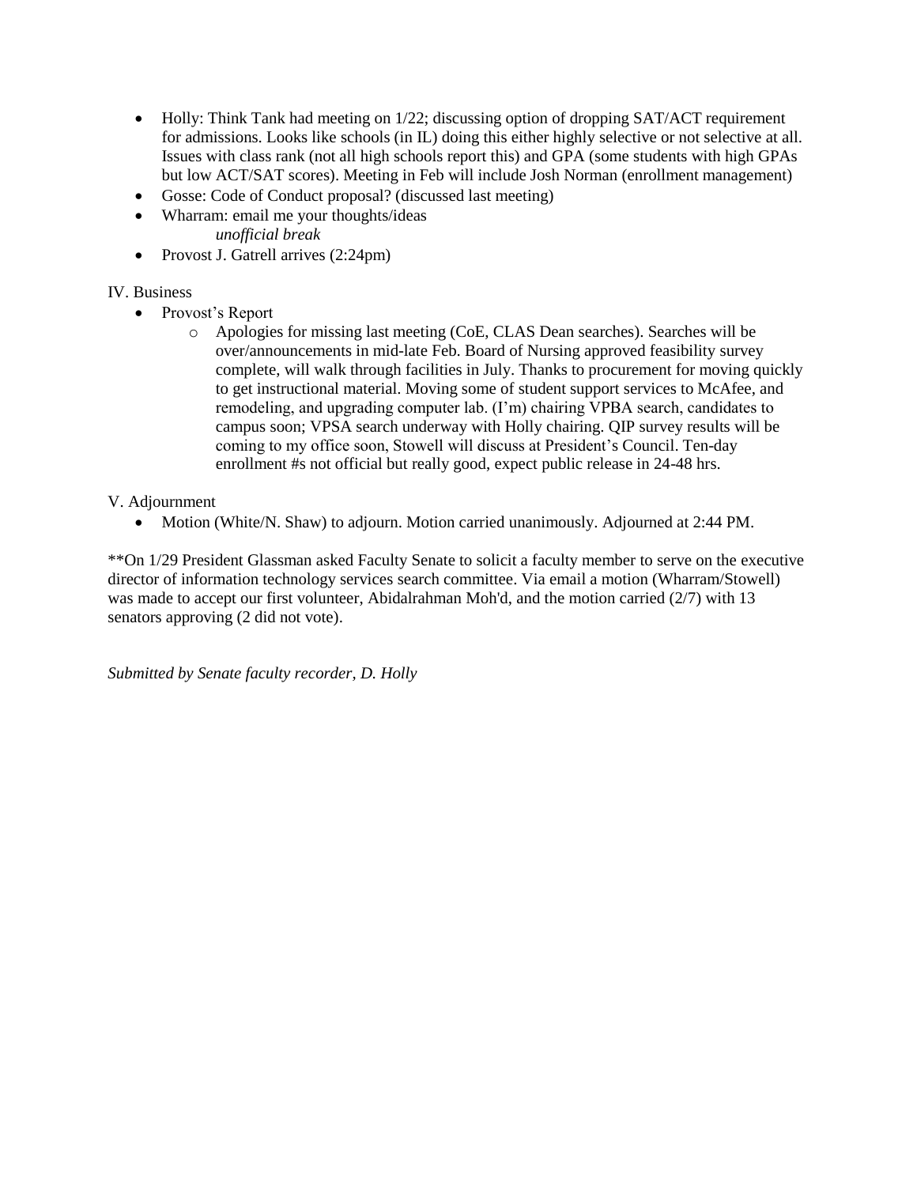- Holly: Think Tank had meeting on 1/22; discussing option of dropping SAT/ACT requirement for admissions. Looks like schools (in IL) doing this either highly selective or not selective at all. Issues with class rank (not all high schools report this) and GPA (some students with high GPAs but low ACT/SAT scores). Meeting in Feb will include Josh Norman (enrollment management)
- Gosse: Code of Conduct proposal? (discussed last meeting)
- Wharram: email me your thoughts/ideas

  *unofficial break*
- Provost J. Gatrell arrives (2:24pm)

IV. Business

- Provost's Report
  - Apologies for missing last meeting (CoE, CLAS Dean searches). Searches will be over/announcements in mid-late Feb. Board of Nursing approved feasibility survey complete, will walk through facilities in July. Thanks to procurement for moving quickly to get instructional material. Moving some of student support services to McAfee, and remodeling, and upgrading computer lab. (I'm) chairing VPBA search, candidates to campus soon; VPSA search underway with Holly chairing. QIP survey results will be coming to my office soon, Stowell will discuss at President's Council. Ten-day enrollment #s not official but really good, expect public release in 24-48 hrs.

V. Adjournment

- Motion (White/N. Shaw) to adjourn. Motion carried unanimously. Adjourned at 2:44 PM.

**On 1/29 President Glassman asked Faculty Senate to solicit a faculty member to serve on the executive director of information technology services search committee. Via email a motion (Wharram/Stowell) was made to accept our first volunteer, Abidalrahman Moh'd, and the motion carried (2/7) with 13 senators approving (2 did not vote).

*Submitted by Senate faculty recorder, D. Holly*